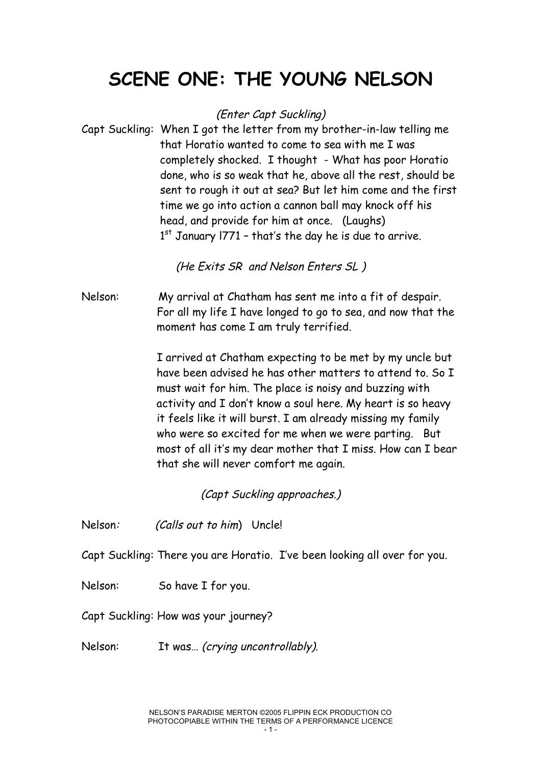# SCENE ONE: THE YOUNG NELSON

*(Enter Capt Suckling)*

Capt Suckling: When I got the letter from my brother-in-law telling me that Horatio wanted to come to sea with me I was completely shocked. I thought - What has poor Horatio done, who is so weak that he, above all the rest, should be sent to rough it out at sea? But let him come and the first time we go into action a cannon ball may knock off his head, and provide for him at once. (Laughs)
1st January l771 – that's the day he is due to arrive.

*(He Exits SR and Nelson Enters SL )*

Nelson: My arrival at Chatham has sent me into a fit of despair. For all my life I have longed to go to sea, and now that the moment has come I am truly terrified.

I arrived at Chatham expecting to be met by my uncle but have been advised he has other matters to attend to. So I must wait for him. The place is noisy and buzzing with activity and I don't know a soul here. My heart is so heavy it feels like it will burst. I am already missing my family who were so excited for me when we were parting. But most of all it's my dear mother that I miss. How can I bear that she will never comfort me again.

*(Capt Suckling approaches.)*

Nelson*:* *(Calls out to him*) Uncle!

Capt Suckling: There you are Horatio. I've been looking all over for you.

Nelson: So have I for you.

Capt Suckling: How was your journey?

Nelson: It was… *(crying uncontrollably).*

NELSON'S PARADISE MERTON ©2005 FLIPPIN ECK PRODUCTION CO
PHOTOCOPIABLE WITHIN THE TERMS OF A PERFORMANCE LICENCE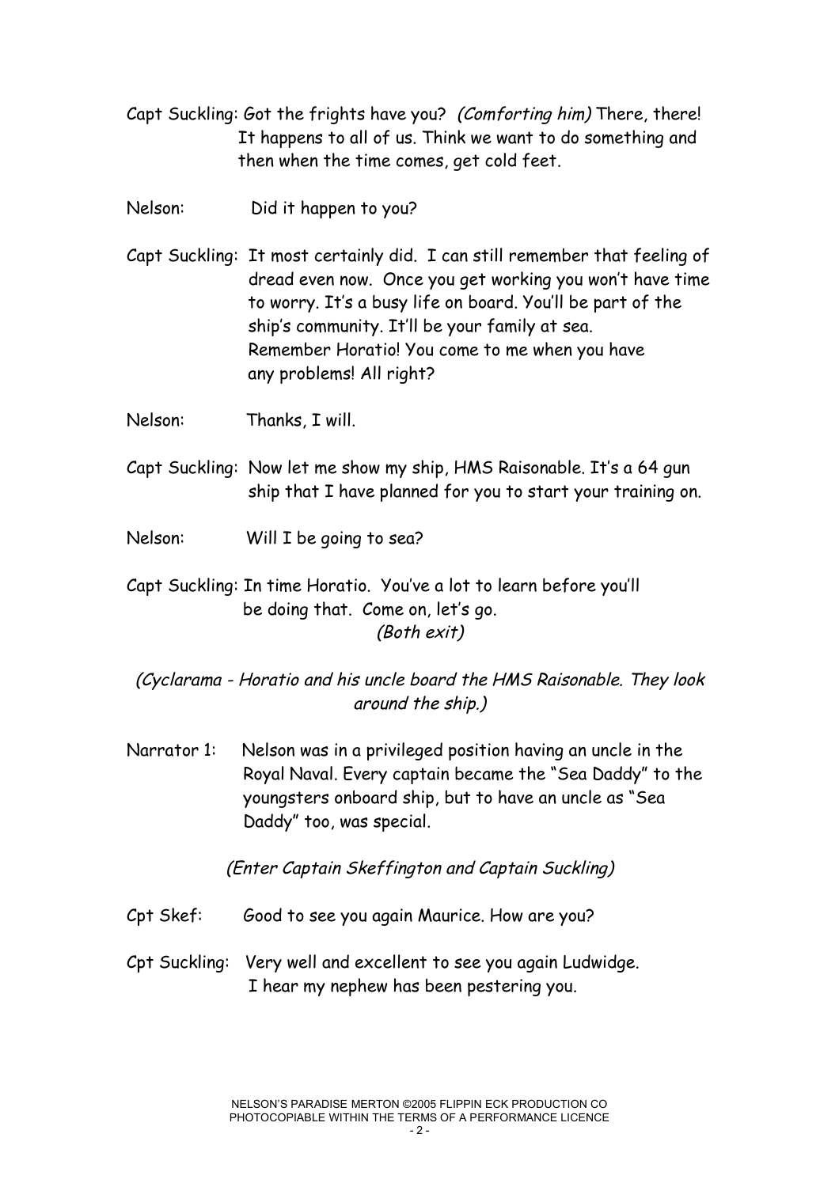Capt Suckling: Got the frights have you? *(Comforting him)* There, there! It happens to all of us. Think we want to do something and then when the time comes, get cold feet.

Nelson: Did it happen to you?

Capt Suckling: It most certainly did. I can still remember that feeling of dread even now. Once you get working you won't have time to worry. It's a busy life on board. You'll be part of the ship's community. It'll be your family at sea. Remember Horatio! You come to me when you have any problems! All right?

Nelson: Thanks, I will.

Capt Suckling: Now let me show my ship, HMS Raisonable. It's a 64 gun ship that I have planned for you to start your training on.

Nelson: Will I be going to sea?

Capt Suckling: In time Horatio. You've a lot to learn before you'll be doing that. Come on, let's go.

*(Both exit)*

*(Cyclarama - Horatio and his uncle board the HMS Raisonable. They look around the ship.)*

Narrator 1: Nelson was in a privileged position having an uncle in the Royal Naval. Every captain became the "Sea Daddy" to the youngsters onboard ship, but to have an uncle as "Sea Daddy" too, was special.

*(Enter Captain Skeffington and Captain Suckling)*

Cpt Skef: Good to see you again Maurice. How are you?

Cpt Suckling: Very well and excellent to see you again Ludwidge. I hear my nephew has been pestering you.

NELSON'S PARADISE MERTON ©2005 FLIPPIN ECK PRODUCTION CO
PHOTOCOPIABLE WITHIN THE TERMS OF A PERFORMANCE LICENCE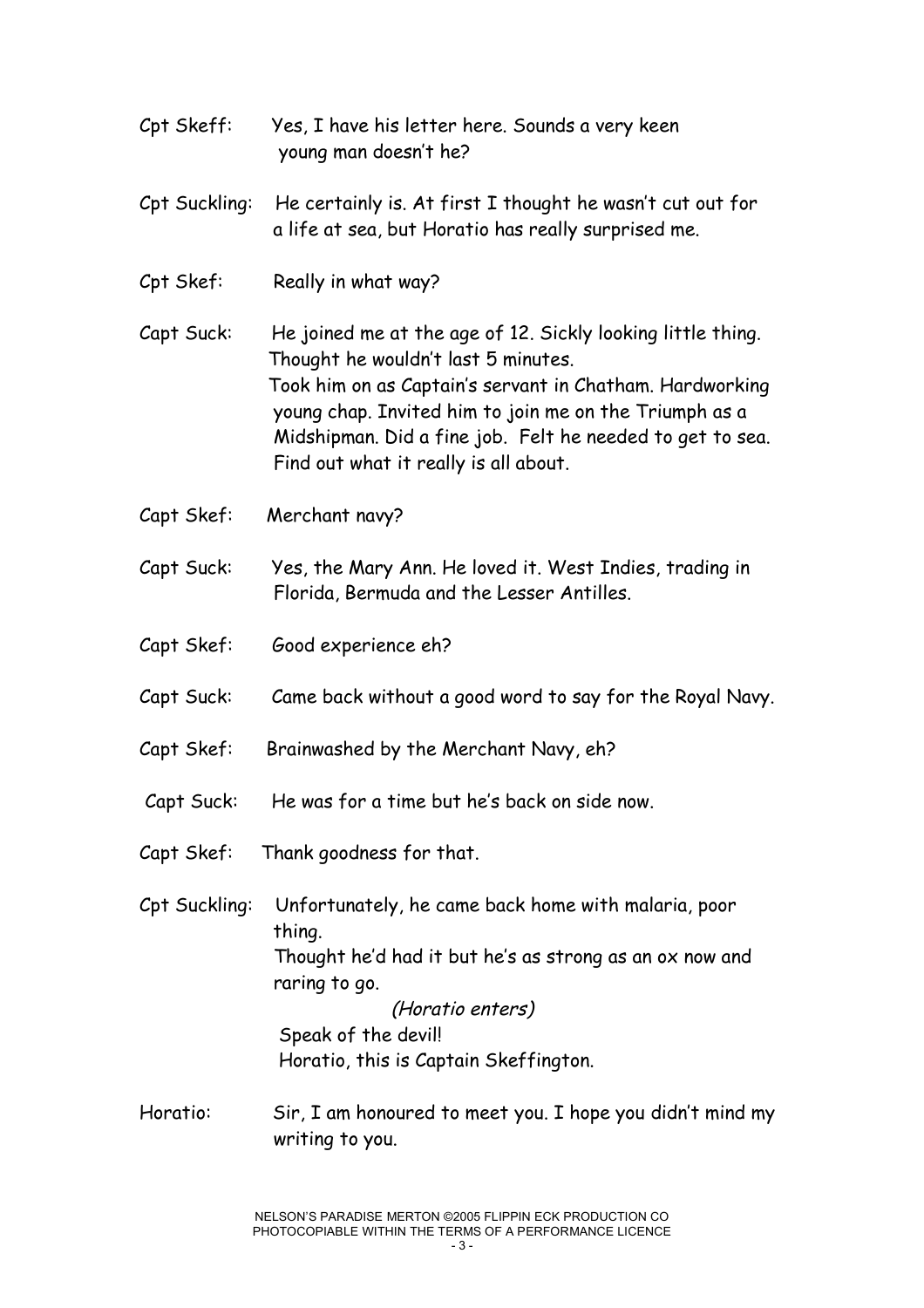Cpt Skeff: Yes, I have his letter here. Sounds a very keen young man doesn't he?

Cpt Suckling: He certainly is. At first I thought he wasn't cut out for a life at sea, but Horatio has really surprised me.

Cpt Skef: Really in what way?

Capt Suck: He joined me at the age of 12. Sickly looking little thing. Thought he wouldn't last 5 minutes.
Took him on as Captain's servant in Chatham. Hardworking young chap. Invited him to join me on the Triumph as a Midshipman. Did a fine job. Felt he needed to get to sea. Find out what it really is all about.

Capt Skef: Merchant navy?

Capt Suck: Yes, the Mary Ann. He loved it. West Indies, trading in Florida, Bermuda and the Lesser Antilles.

Capt Skef: Good experience eh?

Capt Suck: Came back without a good word to say for the Royal Navy.

Capt Skef: Brainwashed by the Merchant Navy, eh?

Capt Suck: He was for a time but he's back on side now.

Capt Skef: Thank goodness for that.

Cpt Suckling: Unfortunately, he came back home with malaria, poor thing.
Thought he'd had it but he's as strong as an ox now and raring to go.

*(Horatio enters)*

Speak of the devil!
Horatio, this is Captain Skeffington.

Horatio: Sir, I am honoured to meet you. I hope you didn't mind my writing to you.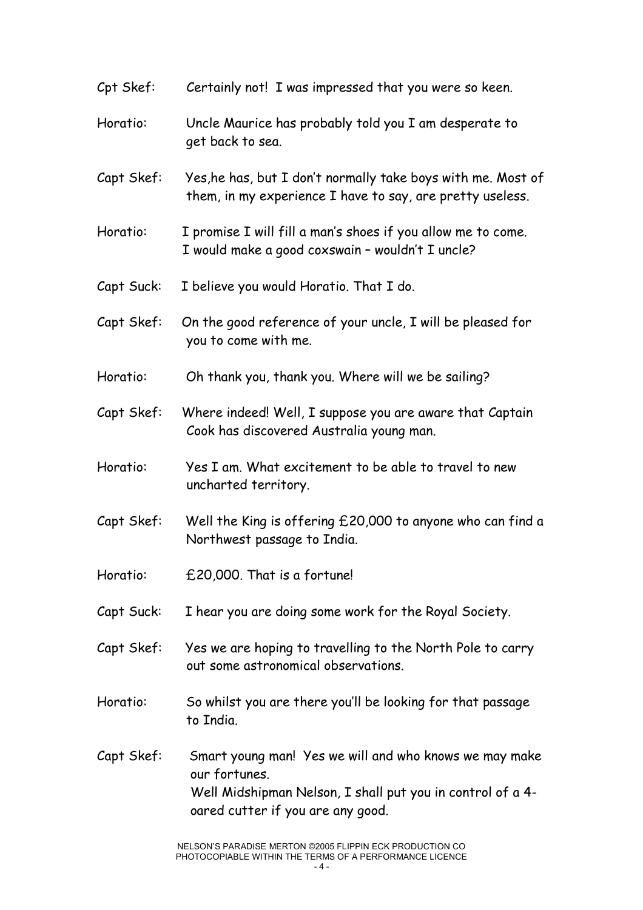Cpt Skef: Certainly not! I was impressed that you were so keen.

Horatio: Uncle Maurice has probably told you I am desperate to get back to sea.

Capt Skef: Yes,he has, but I don't normally take boys with me. Most of them, in my experience I have to say, are pretty useless.

Horatio: I promise I will fill a man's shoes if you allow me to come. I would make a good coxswain – wouldn't I uncle?

Capt Suck: I believe you would Horatio. That I do.

Capt Skef: On the good reference of your uncle, I will be pleased for you to come with me.

Horatio: Oh thank you, thank you. Where will we be sailing?

Capt Skef: Where indeed! Well, I suppose you are aware that Captain Cook has discovered Australia young man.

Horatio: Yes I am. What excitement to be able to travel to new uncharted territory.

Capt Skef: Well the King is offering £20,000 to anyone who can find a Northwest passage to India.

Horatio: £20,000. That is a fortune!

Capt Suck: I hear you are doing some work for the Royal Society.

Capt Skef: Yes we are hoping to travelling to the North Pole to carry out some astronomical observations.

Horatio: So whilst you are there you'll be looking for that passage to India.

Capt Skef: Smart young man! Yes we will and who knows we may make our fortunes.
Well Midshipman Nelson, I shall put you in control of a 4-oared cutter if you are any good.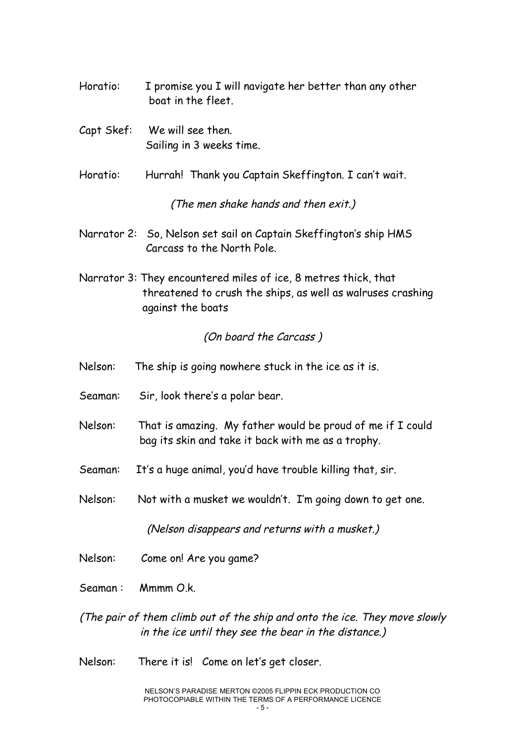Horatio: I promise you I will navigate her better than any other boat in the fleet.

Capt Skef: We will see then.
Sailing in 3 weeks time.

Horatio: Hurrah! Thank you Captain Skeffington. I can't wait.

*(The men shake hands and then exit.)*

Narrator 2: So, Nelson set sail on Captain Skeffington's ship HMS Carcass to the North Pole.

Narrator 3: They encountered miles of ice, 8 metres thick, that threatened to crush the ships, as well as walruses crashing against the boats

*(On board the Carcass )*

Nelson: The ship is going nowhere stuck in the ice as it is.

Seaman: Sir, look there's a polar bear.

Nelson: That is amazing. My father would be proud of me if I could bag its skin and take it back with me as a trophy.

Seaman: It's a huge animal, you'd have trouble killing that, sir.

Nelson: Not with a musket we wouldn't. I'm going down to get one.

*(Nelson disappears and returns with a musket.)*

Nelson: Come on! Are you game?

Seaman : Mmmm O.k.

*(The pair of them climb out of the ship and onto the ice. They move slowly in the ice until they see the bear in the distance.)*

Nelson: There it is! Come on let's get closer.

NELSON'S PARADISE MERTON ©2005 FLIPPIN ECK PRODUCTION CO
PHOTOCOPIABLE WITHIN THE TERMS OF A PERFORMANCE LICENCE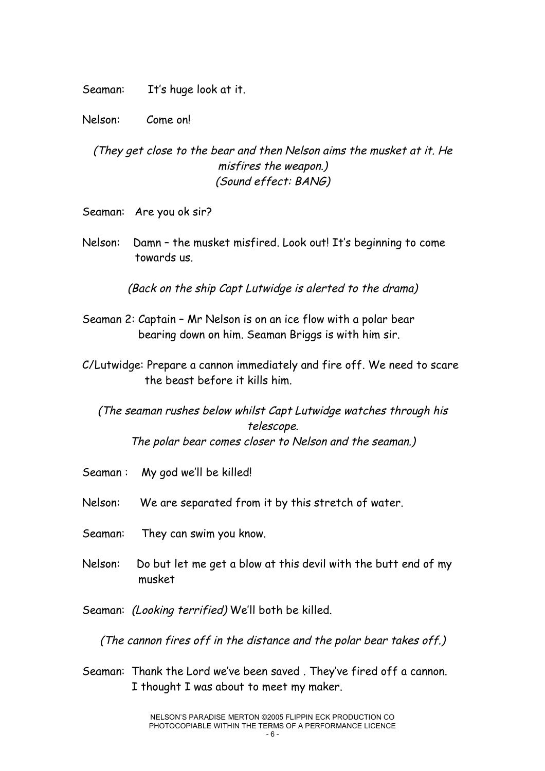Seaman: It's huge look at it.

Nelson: Come on!

*(They get close to the bear and then Nelson aims the musket at it. He misfires the weapon.)*
*(Sound effect: BANG)*

Seaman: Are you ok sir?

Nelson: Damn – the musket misfired. Look out! It's beginning to come towards us.

*(Back on the ship Capt Lutwidge is alerted to the drama)*

Seaman 2: Captain – Mr Nelson is on an ice flow with a polar bear bearing down on him. Seaman Briggs is with him sir.

C/Lutwidge: Prepare a cannon immediately and fire off. We need to scare the beast before it kills him.

*(The seaman rushes below whilst Capt Lutwidge watches through his telescope.*
*The polar bear comes closer to Nelson and the seaman.)*

Seaman : My god we'll be killed!

Nelson: We are separated from it by this stretch of water.

Seaman: They can swim you know.

Nelson: Do but let me get a blow at this devil with the butt end of my musket

Seaman: *(Looking terrified)* We'll both be killed.

*(The cannon fires off in the distance and the polar bear takes off.)*

Seaman: Thank the Lord we've been saved . They've fired off a cannon. I thought I was about to meet my maker.

NELSON'S PARADISE MERTON ©2005 FLIPPIN ECK PRODUCTION CO
PHOTOCOPIABLE WITHIN THE TERMS OF A PERFORMANCE LICENCE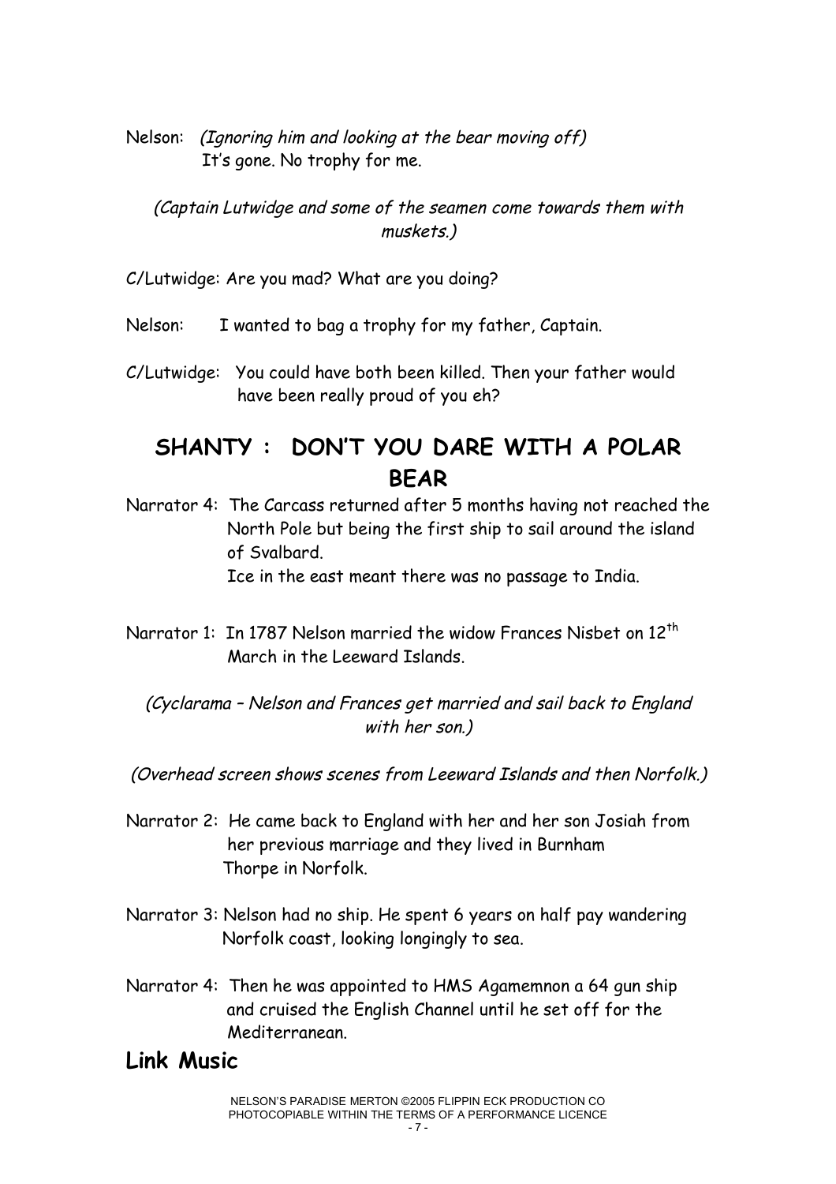Nelson: *(Ignoring him and looking at the bear moving off)* It's gone. No trophy for me.

*(Captain Lutwidge and some of the seamen come towards them with muskets.)*

C/Lutwidge: Are you mad? What are you doing?

Nelson: I wanted to bag a trophy for my father, Captain.

C/Lutwidge: You could have both been killed. Then your father would have been really proud of you eh?

## SHANTY : DON'T YOU DARE WITH A POLAR BEAR

Narrator 4: The Carcass returned after 5 months having not reached the North Pole but being the first ship to sail around the island of Svalbard.
Ice in the east meant there was no passage to India.

Narrator 1: In 1787 Nelson married the widow Frances Nisbet on 12th March in the Leeward Islands.

*(Cyclarama – Nelson and Frances get married and sail back to England with her son.)*

*(Overhead screen shows scenes from Leeward Islands and then Norfolk.)*

Narrator 2: He came back to England with her and her son Josiah from her previous marriage and they lived in Burnham Thorpe in Norfolk.

Narrator 3: Nelson had no ship. He spent 6 years on half pay wandering Norfolk coast, looking longingly to sea.

Narrator 4: Then he was appointed to HMS Agamemnon a 64 gun ship and cruised the English Channel until he set off for the Mediterranean.

## Link Music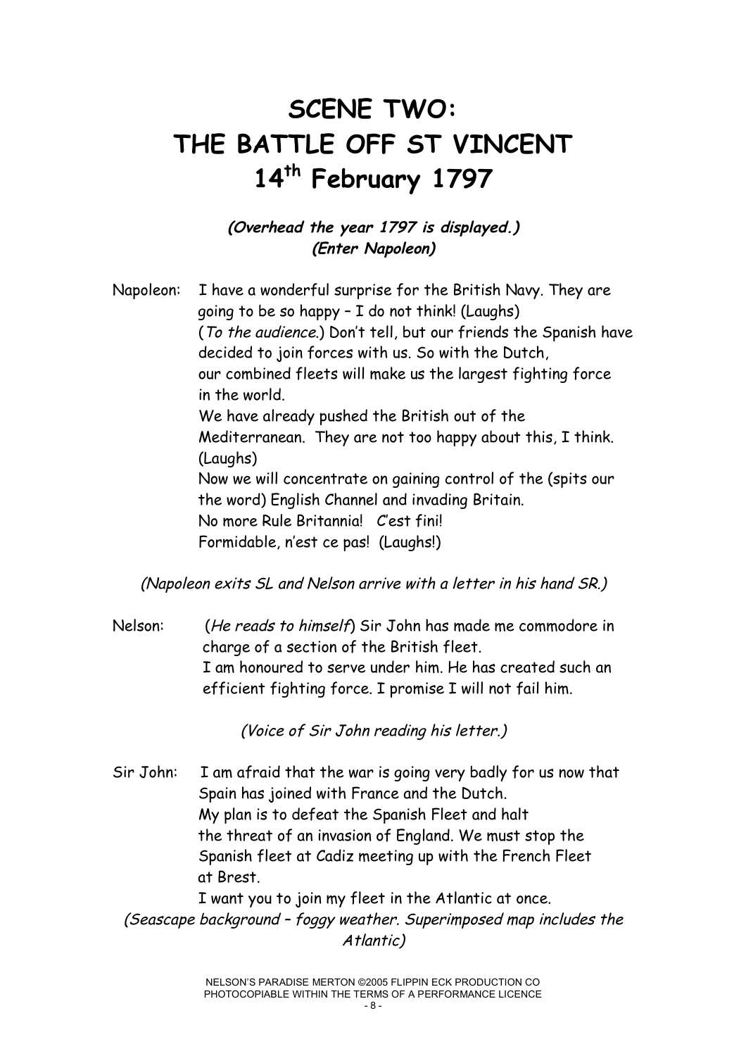# SCENE TWO: THE BATTLE OFF ST VINCENT 14th February 1797

***(Overhead the year 1797 is displayed.)***
***(Enter Napoleon)***

Napoleon: I have a wonderful surprise for the British Navy. They are going to be so happy – I do not think! (Laughs)
(*To the audience.*) Don't tell, but our friends the Spanish have decided to join forces with us. So with the Dutch, our combined fleets will make us the largest fighting force in the world.
We have already pushed the British out of the Mediterranean. They are not too happy about this, I think. (Laughs)
Now we will concentrate on gaining control of the (spits our the word) English Channel and invading Britain.
No more Rule Britannia! C'est fini!
Formidable, n'est ce pas! (Laughs!)

*(Napoleon exits SL and Nelson arrive with a letter in his hand SR.)*

Nelson: (*He reads to himself*) Sir John has made me commodore in charge of a section of the British fleet.
I am honoured to serve under him. He has created such an efficient fighting force. I promise I will not fail him.

*(Voice of Sir John reading his letter.)*

Sir John: I am afraid that the war is going very badly for us now that Spain has joined with France and the Dutch.
My plan is to defeat the Spanish Fleet and halt the threat of an invasion of England. We must stop the Spanish fleet at Cadiz meeting up with the French Fleet at Brest.
I want you to join my fleet in the Atlantic at once.

*(Seascape background – foggy weather. Superimposed map includes the Atlantic)*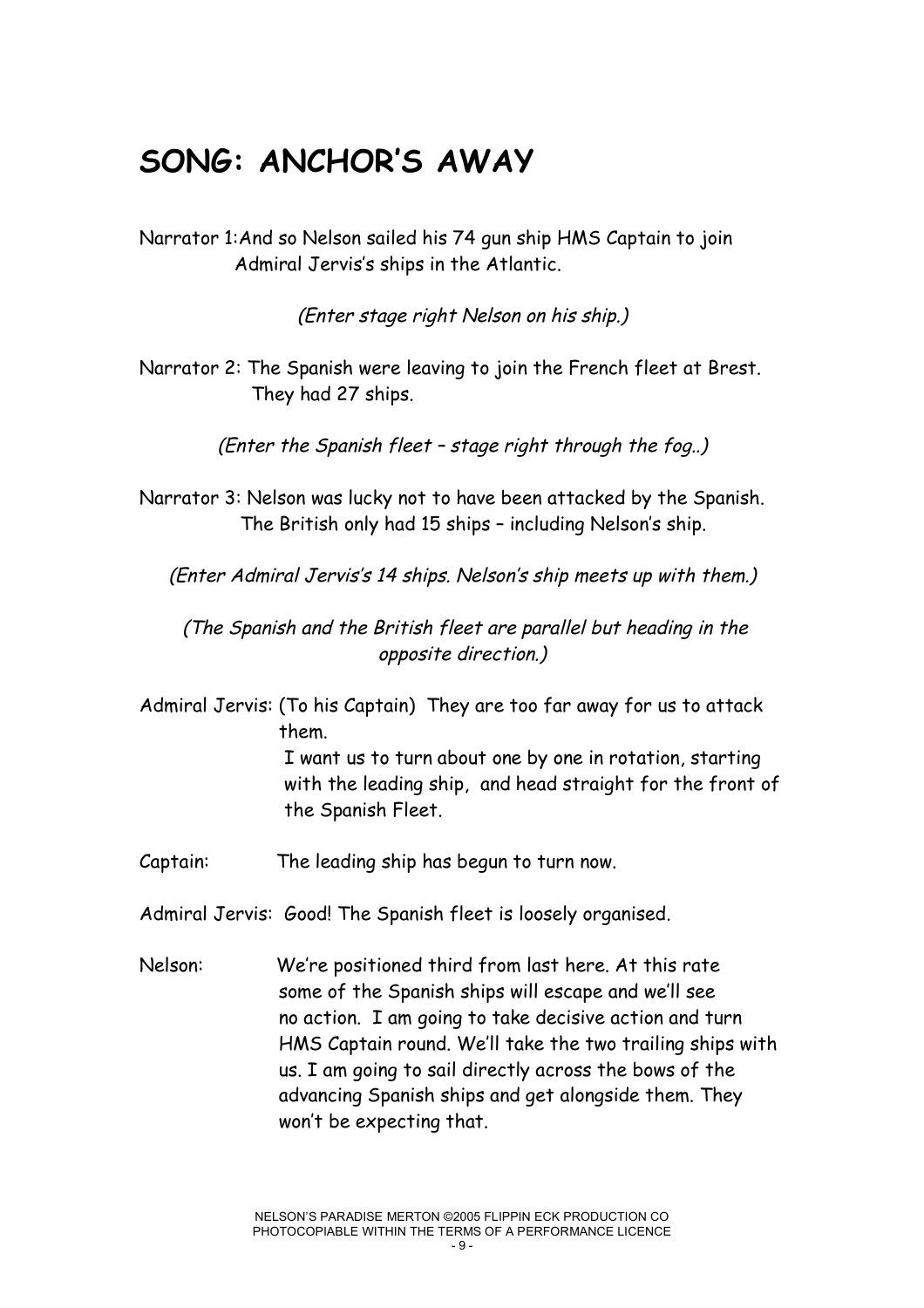# SONG: ANCHOR'S AWAY

Narrator 1: And so Nelson sailed his 74 gun ship HMS Captain to join Admiral Jervis's ships in the Atlantic.

*(Enter stage right Nelson on his ship.)*

Narrator 2: The Spanish were leaving to join the French fleet at Brest. They had 27 ships.

*(Enter the Spanish fleet – stage right through the fog..)*

Narrator 3: Nelson was lucky not to have been attacked by the Spanish. The British only had 15 ships – including Nelson's ship.

*(Enter Admiral Jervis's 14 ships. Nelson's ship meets up with them.)*

*(The Spanish and the British fleet are parallel but heading in the opposite direction.)*

Admiral Jervis: (To his Captain) They are too far away for us to attack them.
I want us to turn about one by one in rotation, starting with the leading ship, and head straight for the front of the Spanish Fleet.

Captain: The leading ship has begun to turn now.

Admiral Jervis: Good! The Spanish fleet is loosely organised.

Nelson: We're positioned third from last here. At this rate some of the Spanish ships will escape and we'll see no action. I am going to take decisive action and turn HMS Captain round. We'll take the two trailing ships with us. I am going to sail directly across the bows of the advancing Spanish ships and get alongside them. They won't be expecting that.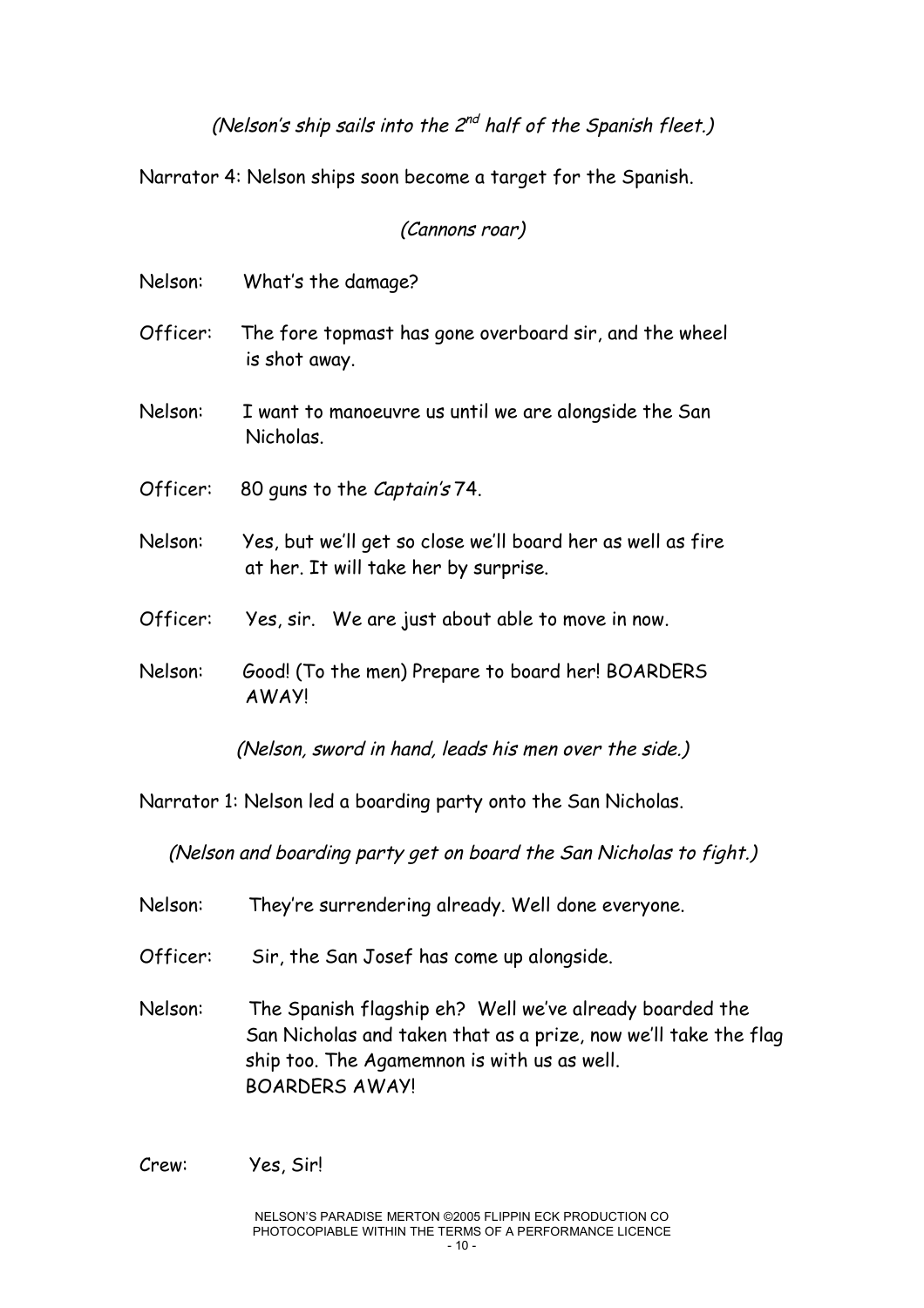*(Nelson's ship sails into the 2nd half of the Spanish fleet.)*

Narrator 4: Nelson ships soon become a target for the Spanish.

*(Cannons roar)*

Nelson: What's the damage?

Officer: The fore topmast has gone overboard sir, and the wheel is shot away.

Nelson: I want to manoeuvre us until we are alongside the San Nicholas.

Officer: 80 guns to the *Captain's* 74.

Nelson: Yes, but we'll get so close we'll board her as well as fire at her. It will take her by surprise.

Officer: Yes, sir. We are just about able to move in now.

Nelson: Good! (To the men) Prepare to board her! BOARDERS AWAY!

*(Nelson, sword in hand, leads his men over the side.)*

Narrator 1: Nelson led a boarding party onto the San Nicholas.

*(Nelson and boarding party get on board the San Nicholas to fight.)*

Nelson: They're surrendering already. Well done everyone.

Officer: Sir, the San Josef has come up alongside.

Nelson: The Spanish flagship eh? Well we've already boarded the San Nicholas and taken that as a prize, now we'll take the flag ship too. The Agamemnon is with us as well. BOARDERS AWAY!

Crew: Yes, Sir!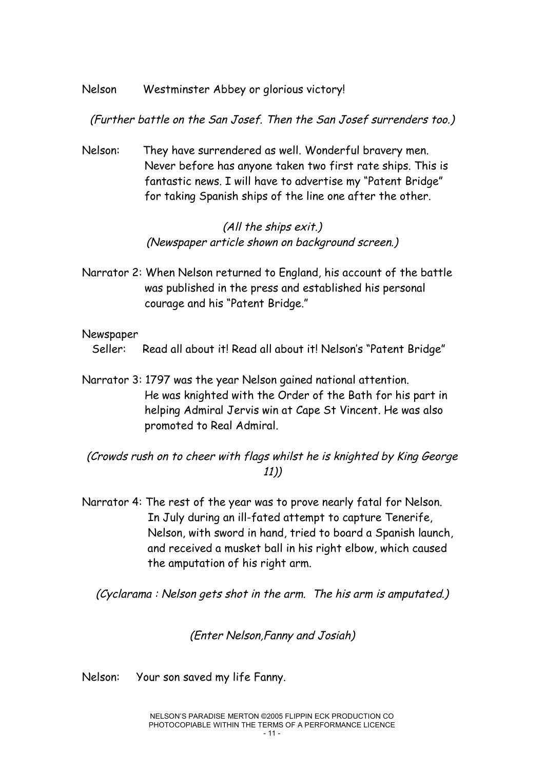Nelson  Westminster Abbey or glorious victory!

*(Further battle on the San Josef. Then the San Josef surrenders too.)*

Nelson:  They have surrendered as well. Wonderful bravery men. Never before has anyone taken two first rate ships. This is fantastic news. I will have to advertise my "Patent Bridge" for taking Spanish ships of the line one after the other.

*(All the ships exit.)*
*(Newspaper article shown on background screen.)*

Narrator 2: When Nelson returned to England, his account of the battle was published in the press and established his personal courage and his "Patent Bridge."

Newspaper Seller:  Read all about it! Read all about it! Nelson's "Patent Bridge"

Narrator 3: 1797 was the year Nelson gained national attention. He was knighted with the Order of the Bath for his part in helping Admiral Jervis win at Cape St Vincent. He was also promoted to Real Admiral.

*(Crowds rush on to cheer with flags whilst he is knighted by King George 11))*

Narrator 4: The rest of the year was to prove nearly fatal for Nelson. In July during an ill-fated attempt to capture Tenerife, Nelson, with sword in hand, tried to board a Spanish launch, and received a musket ball in his right elbow, which caused the amputation of his right arm.

*(Cyclarama : Nelson gets shot in the arm.  The his arm is amputated.)*

*(Enter Nelson,Fanny and Josiah)*

Nelson:  Your son saved my life Fanny.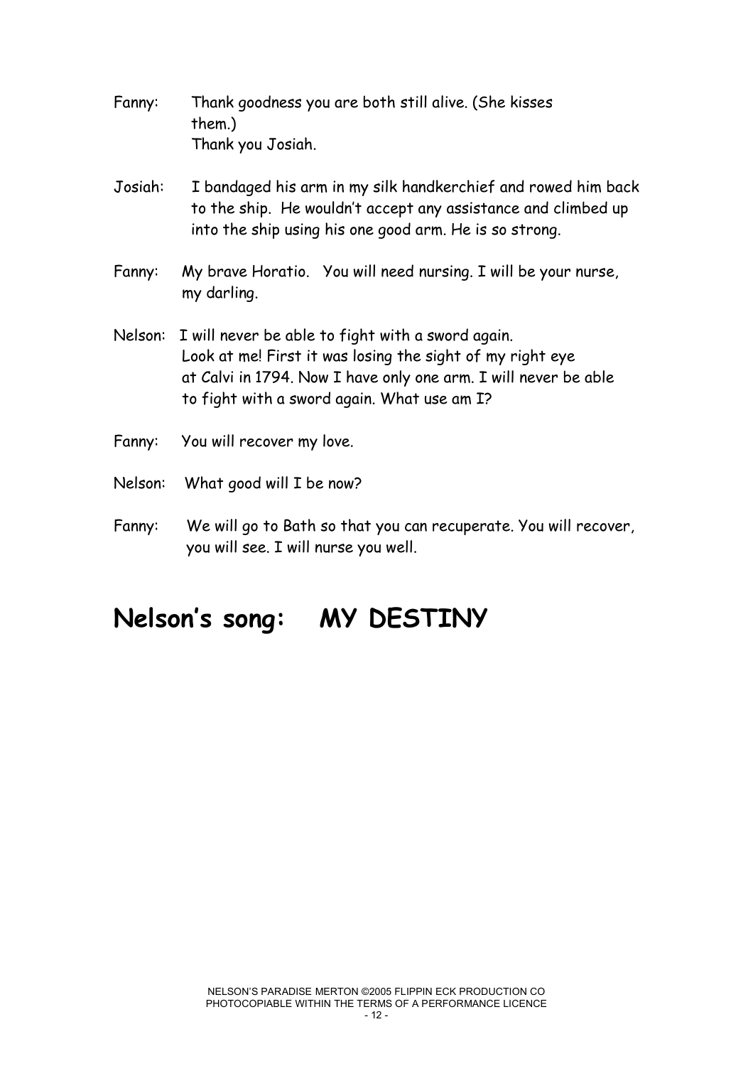Fanny: Thank goodness you are both still alive. (She kisses them.)
Thank you Josiah.

Josiah: I bandaged his arm in my silk handkerchief and rowed him back to the ship. He wouldn't accept any assistance and climbed up into the ship using his one good arm. He is so strong.

Fanny: My brave Horatio. You will need nursing. I will be your nurse, my darling.

Nelson: I will never be able to fight with a sword again.
Look at me! First it was losing the sight of my right eye at Calvi in 1794. Now I have only one arm. I will never be able to fight with a sword again. What use am I?

Fanny: You will recover my love.

Nelson: What good will I be now?

Fanny: We will go to Bath so that you can recuperate. You will recover, you will see. I will nurse you well.

## Nelson's song: MY DESTINY

NELSON'S PARADISE MERTON ©2005 FLIPPIN ECK PRODUCTION CO
PHOTOCOPIABLE WITHIN THE TERMS OF A PERFORMANCE LICENCE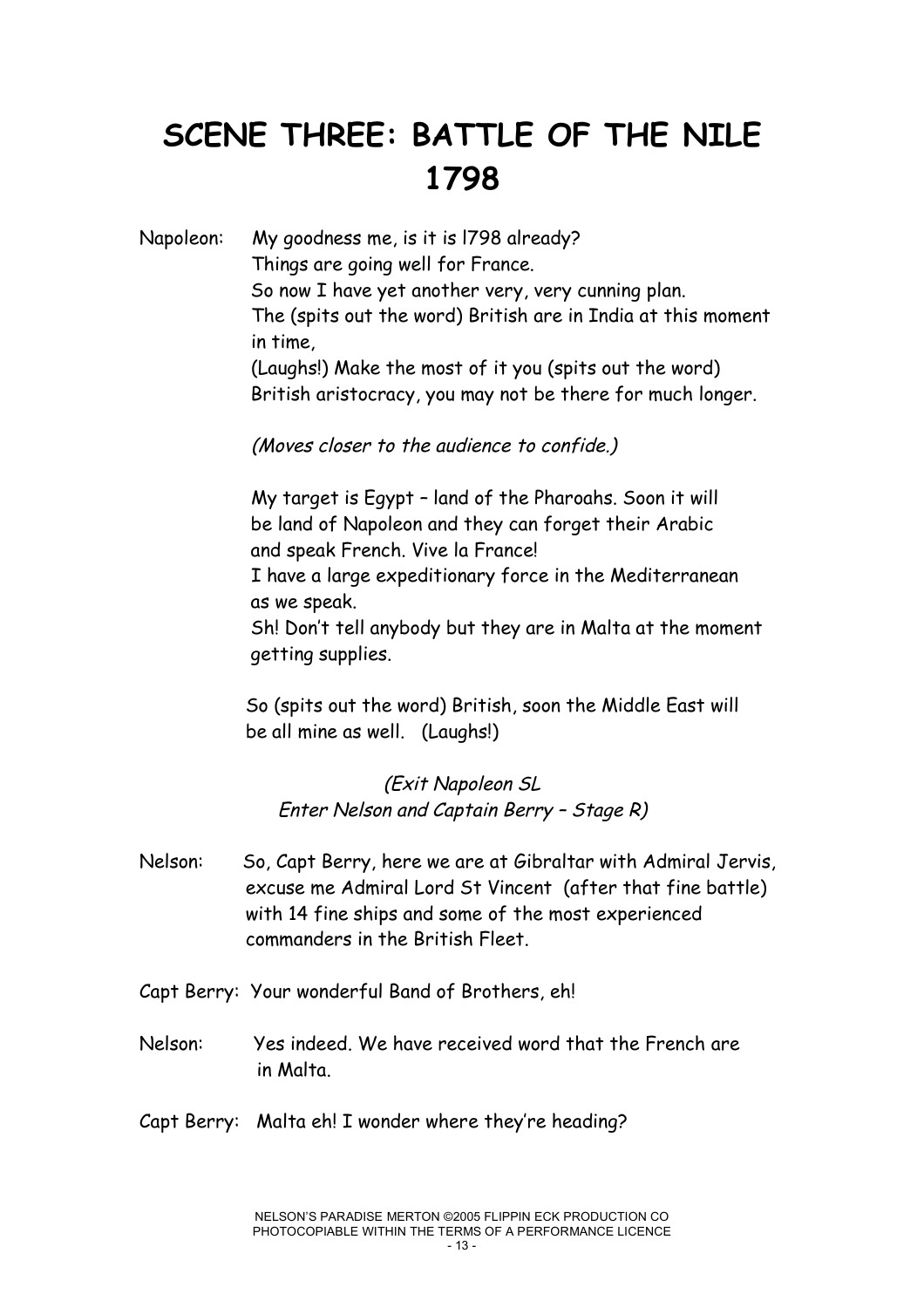# SCENE THREE: BATTLE OF THE NILE 1798

Napoleon: My goodness me, is it is l798 already?
Things are going well for France.
So now I have yet another very, very cunning plan.
The (spits out the word) British are in India at this moment in time,
(Laughs!) Make the most of it you (spits out the word) British aristocracy, you may not be there for much longer.

*(Moves closer to the audience to confide.)*

My target is Egypt – land of the Pharoahs. Soon it will be land of Napoleon and they can forget their Arabic and speak French. Vive la France!
I have a large expeditionary force in the Mediterranean as we speak.
Sh! Don't tell anybody but they are in Malta at the moment getting supplies.

So (spits out the word) British, soon the Middle East will be all mine as well. (Laughs!)

*(Exit Napoleon SL
Enter Nelson and Captain Berry – Stage R)*

Nelson: So, Capt Berry, here we are at Gibraltar with Admiral Jervis, excuse me Admiral Lord St Vincent (after that fine battle) with 14 fine ships and some of the most experienced commanders in the British Fleet.

Capt Berry: Your wonderful Band of Brothers, eh!

Nelson: Yes indeed. We have received word that the French are in Malta.

Capt Berry: Malta eh! I wonder where they're heading?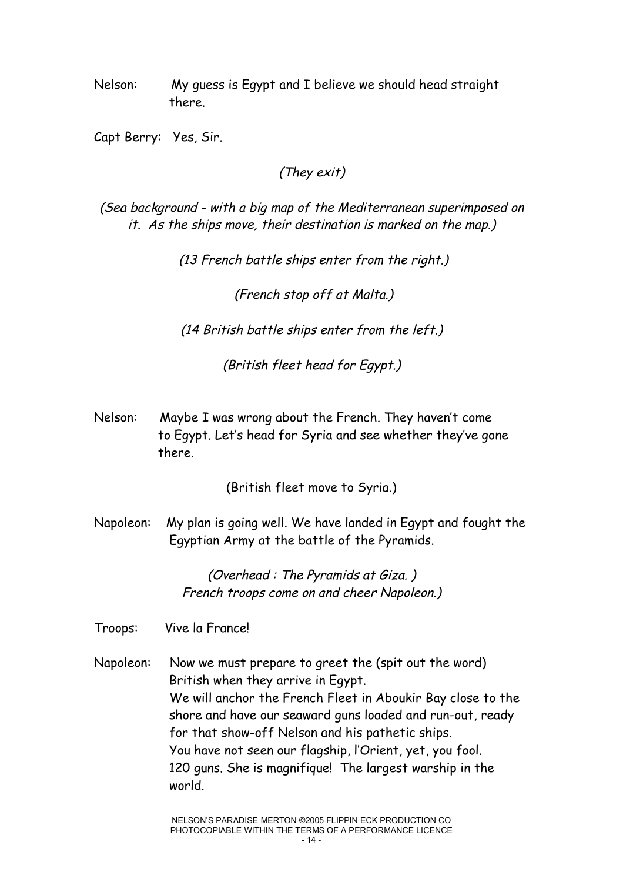Nelson: My guess is Egypt and I believe we should head straight there.

Capt Berry: Yes, Sir.

*(They exit)*

*(Sea background - with a big map of the Mediterranean superimposed on it. As the ships move, their destination is marked on the map.)*

*(13 French battle ships enter from the right.)*

*(French stop off at Malta.)*

*(14 British battle ships enter from the left.)*

*(British fleet head for Egypt.)*

Nelson: Maybe I was wrong about the French. They haven't come to Egypt. Let's head for Syria and see whether they've gone there.

(British fleet move to Syria.)

Napoleon: My plan is going well. We have landed in Egypt and fought the Egyptian Army at the battle of the Pyramids.

*(Overhead : The Pyramids at Giza. )*
*French troops come on and cheer Napoleon.)*

Troops: Vive la France!

Napoleon: Now we must prepare to greet the (spit out the word) British when they arrive in Egypt.
We will anchor the French Fleet in Aboukir Bay close to the shore and have our seaward guns loaded and run-out, ready for that show-off Nelson and his pathetic ships.
You have not seen our flagship, l'Orient, yet, you fool.
120 guns. She is magnifique! The largest warship in the world.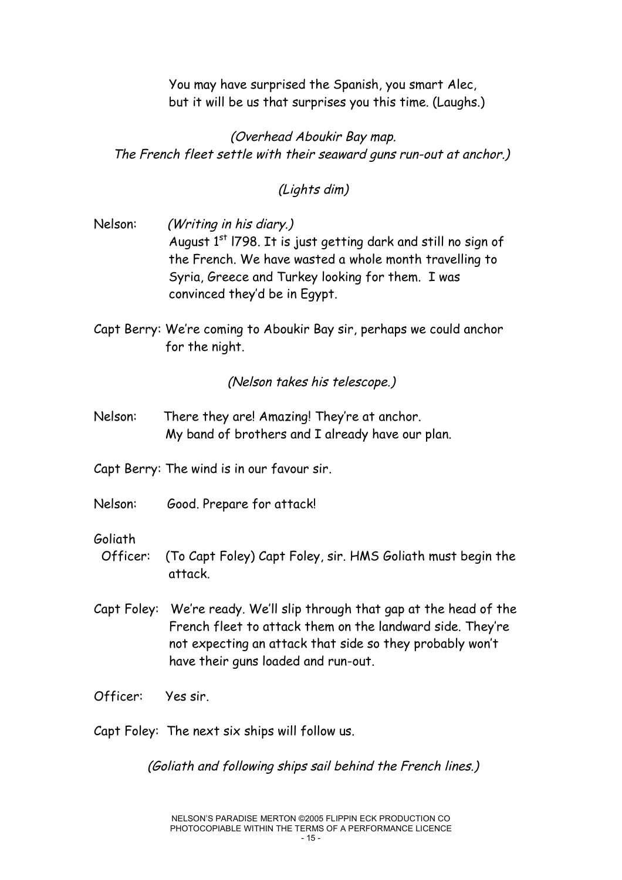You may have surprised the Spanish, you smart Alec,
but it will be us that surprises you this time. (Laughs.)

*(Overhead Aboukir Bay map.*
*The French fleet settle with their seaward guns run-out at anchor.)*

*(Lights dim)*

Nelson: *(Writing in his diary.)*
August 1st l798. It is just getting dark and still no sign of the French. We have wasted a whole month travelling to Syria, Greece and Turkey looking for them. I was convinced they'd be in Egypt.

Capt Berry: We're coming to Aboukir Bay sir, perhaps we could anchor for the night.

*(Nelson takes his telescope.)*

Nelson: There they are! Amazing! They're at anchor.
My band of brothers and I already have our plan.

Capt Berry: The wind is in our favour sir.

Nelson: Good. Prepare for attack!

Goliath
Officer: (To Capt Foley) Capt Foley, sir. HMS Goliath must begin the attack.

Capt Foley: We're ready. We'll slip through that gap at the head of the French fleet to attack them on the landward side. They're not expecting an attack that side so they probably won't have their guns loaded and run-out.

Officer: Yes sir.

Capt Foley: The next six ships will follow us.

*(Goliath and following ships sail behind the French lines.)*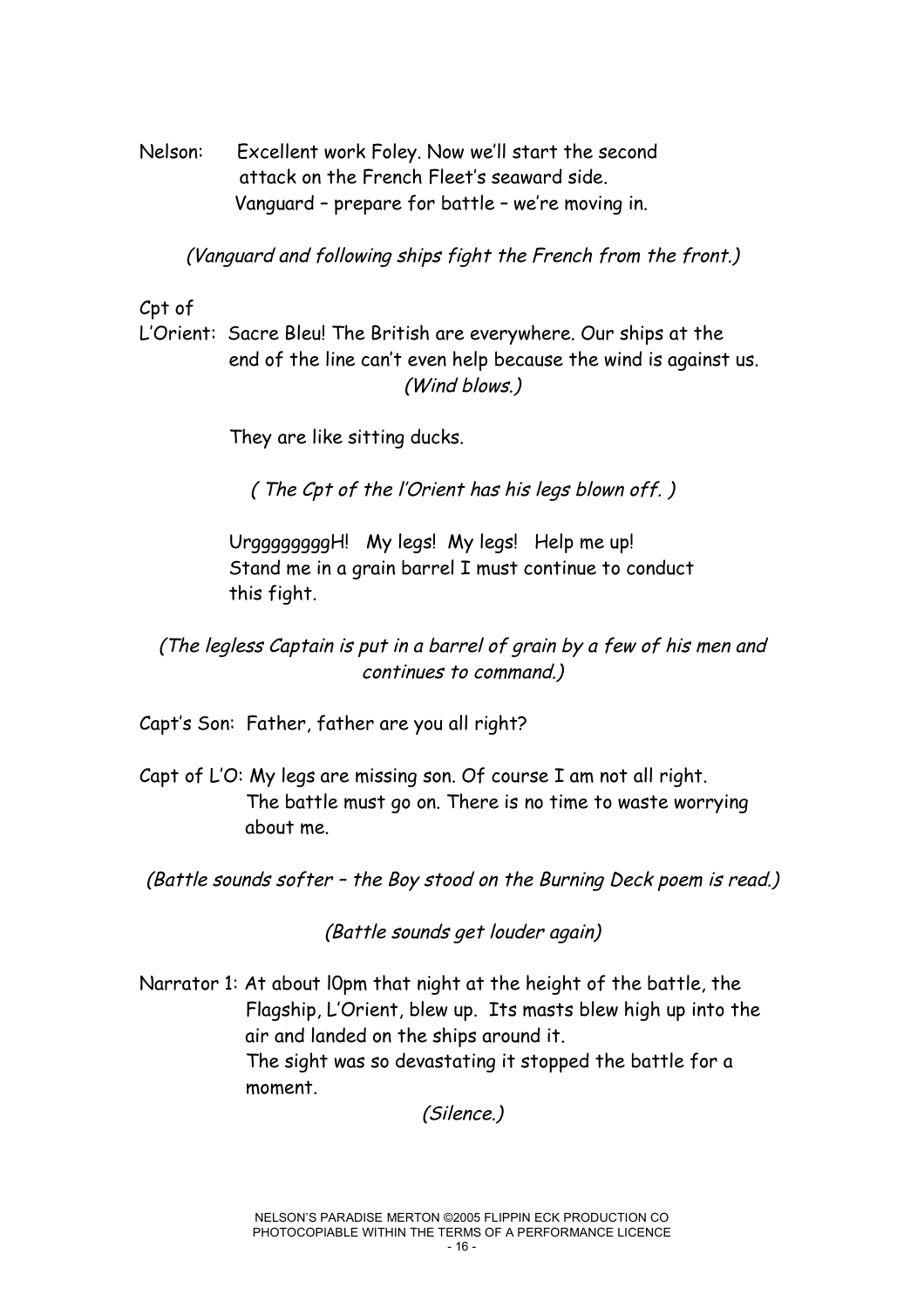Nelson: Excellent work Foley. Now we'll start the second attack on the French Fleet's seaward side. Vanguard – prepare for battle – we're moving in.

*(Vanguard and following ships fight the French from the front.)*

Cpt of L'Orient: Sacre Bleu! The British are everywhere. Our ships at the end of the line can't even help because the wind is against us.

*(Wind blows.)*

They are like sitting ducks.

*( The Cpt of the l'Orient has his legs blown off. )*

UrggggggggH! My legs! My legs! Help me up! Stand me in a grain barrel I must continue to conduct this fight.

*(The legless Captain is put in a barrel of grain by a few of his men and continues to command.)*

Capt's Son: Father, father are you all right?

Capt of L'O: My legs are missing son. Of course I am not all right. The battle must go on. There is no time to waste worrying about me.

*(Battle sounds softer – the Boy stood on the Burning Deck poem is read.)*

*(Battle sounds get louder again)*

Narrator 1: At about l0pm that night at the height of the battle, the Flagship, L'Orient, blew up. Its masts blew high up into the air and landed on the ships around it.
The sight was so devastating it stopped the battle for a moment.

*(Silence.)*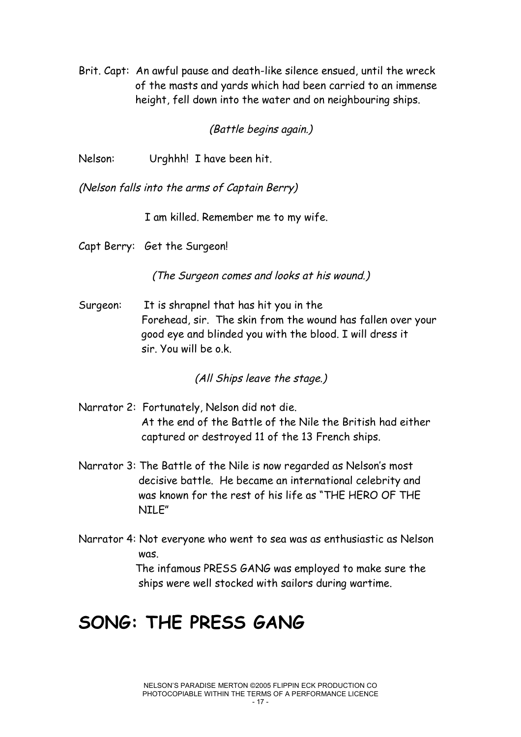Brit. Capt: An awful pause and death-like silence ensued, until the wreck of the masts and yards which had been carried to an immense height, fell down into the water and on neighbouring ships.

*(Battle begins again.)*

Nelson: Urghhh! I have been hit.

*(Nelson falls into the arms of Captain Berry)*

I am killed. Remember me to my wife.

Capt Berry: Get the Surgeon!

*(The Surgeon comes and looks at his wound.)*

Surgeon: It is shrapnel that has hit you in the Forehead, sir. The skin from the wound has fallen over your good eye and blinded you with the blood. I will dress it sir. You will be o.k.

*(All Ships leave the stage.)*

Narrator 2: Fortunately, Nelson did not die.
At the end of the Battle of the Nile the British had either captured or destroyed 11 of the 13 French ships.

Narrator 3: The Battle of the Nile is now regarded as Nelson's most decisive battle. He became an international celebrity and was known for the rest of his life as "THE HERO OF THE NILE"

Narrator 4: Not everyone who went to sea was as enthusiastic as Nelson was.
The infamous PRESS GANG was employed to make sure the ships were well stocked with sailors during wartime.

# SONG: THE PRESS GANG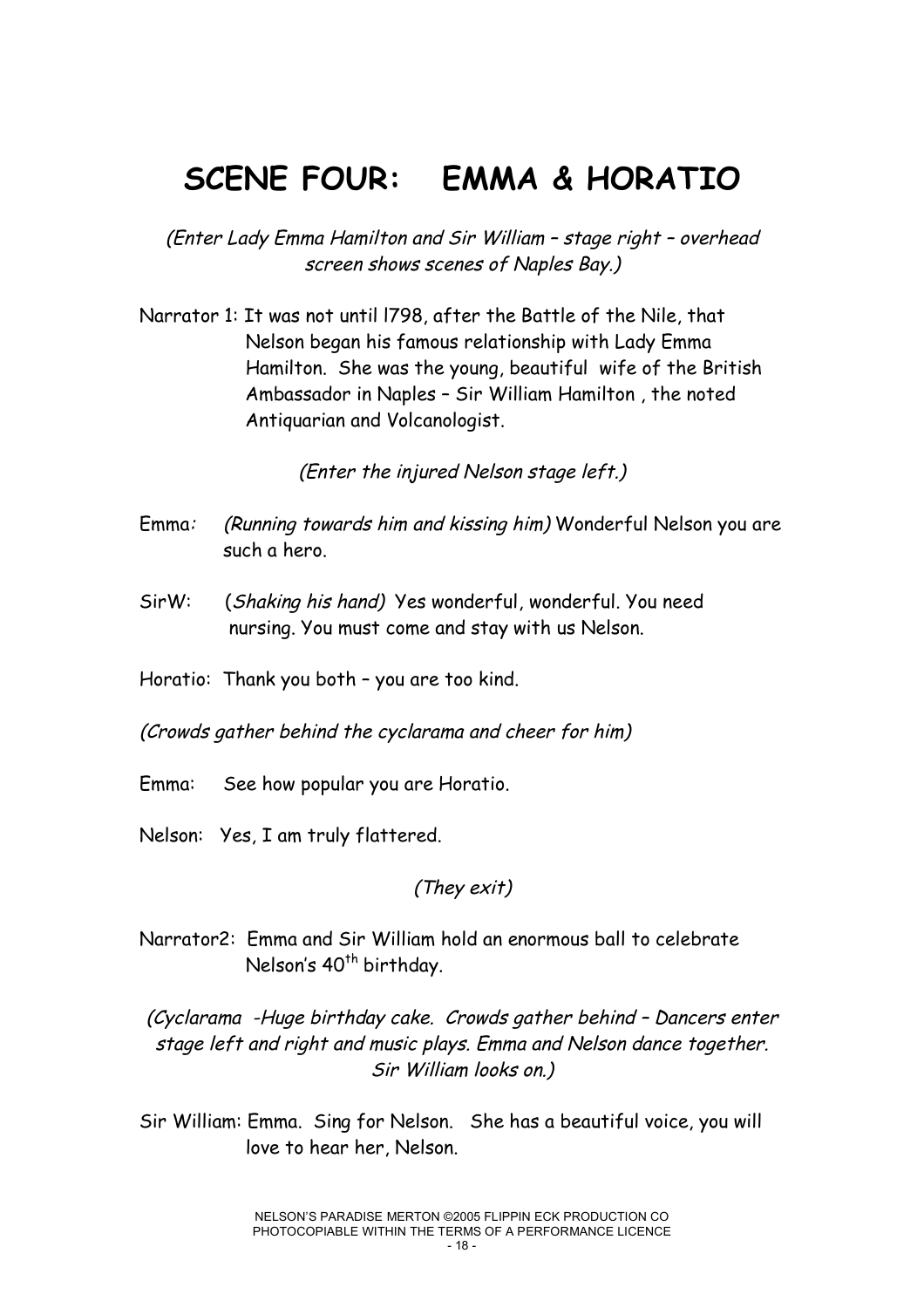# SCENE FOUR: EMMA & HORATIO

*(Enter Lady Emma Hamilton and Sir William – stage right – overhead screen shows scenes of Naples Bay.)*

Narrator 1: It was not until l798, after the Battle of the Nile, that Nelson began his famous relationship with Lady Emma Hamilton. She was the young, beautiful wife of the British Ambassador in Naples – Sir William Hamilton , the noted Antiquarian and Volcanologist.

*(Enter the injured Nelson stage left.)*

Emma: *(Running towards him and kissing him)* Wonderful Nelson you are such a hero.

SirW: (*Shaking his hand)* Yes wonderful, wonderful. You need nursing. You must come and stay with us Nelson.

Horatio: Thank you both – you are too kind.

*(Crowds gather behind the cyclarama and cheer for him)*

Emma: See how popular you are Horatio.

Nelson: Yes, I am truly flattered.

*(They exit)*

Narrator2: Emma and Sir William hold an enormous ball to celebrate Nelson's 40th birthday.

*(Cyclarama -Huge birthday cake. Crowds gather behind – Dancers enter stage left and right and music plays. Emma and Nelson dance together. Sir William looks on.)*

Sir William: Emma. Sing for Nelson. She has a beautiful voice, you will love to hear her, Nelson.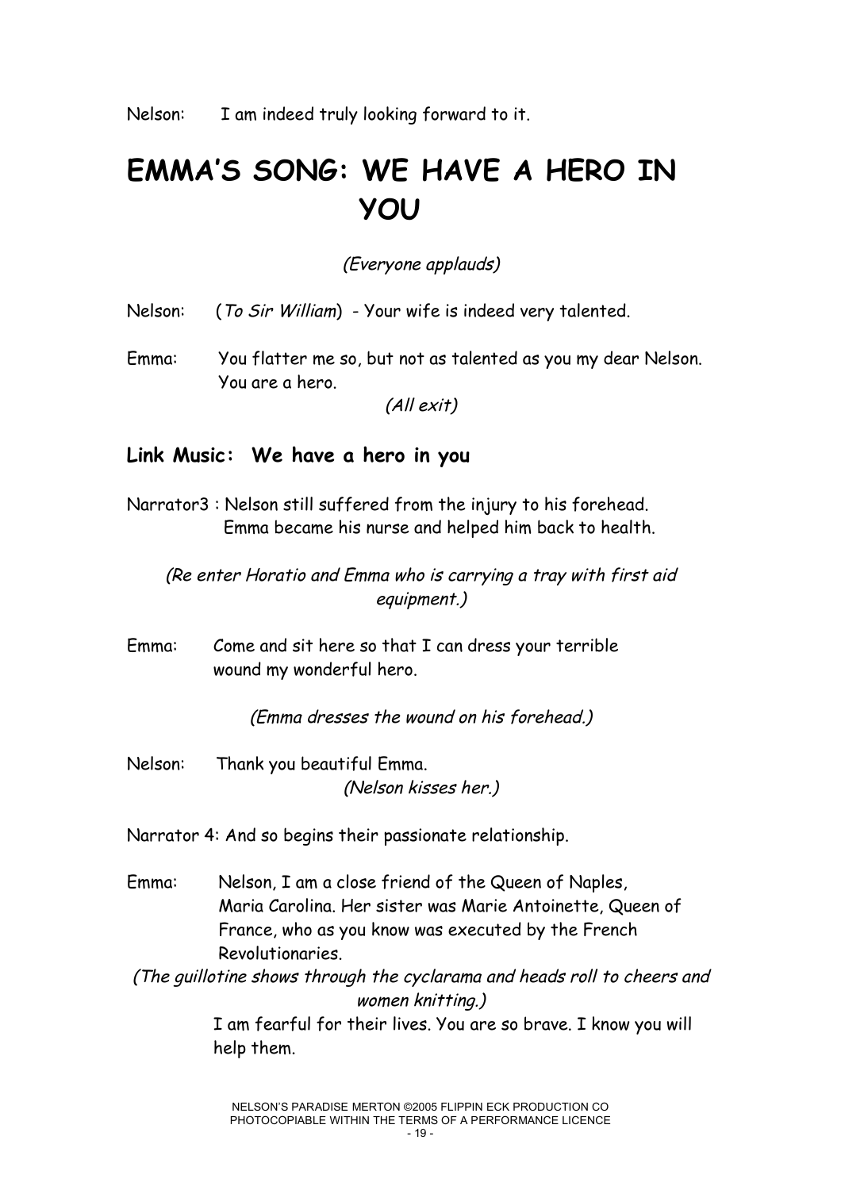Nelson: I am indeed truly looking forward to it.

# EMMA'S SONG: WE HAVE A HERO IN YOU

*(Everyone applauds)*

Nelson: (*To Sir William*) - Your wife is indeed very talented.

Emma: You flatter me so, but not as talented as you my dear Nelson. You are a hero.

*(All exit)*

### Link Music: We have a hero in you

Narrator3 : Nelson still suffered from the injury to his forehead. Emma became his nurse and helped him back to health.

*(Re enter Horatio and Emma who is carrying a tray with first aid equipment.)*

Emma: Come and sit here so that I can dress your terrible wound my wonderful hero.

*(Emma dresses the wound on his forehead.)*

Nelson: Thank you beautiful Emma.

*(Nelson kisses her.)*

Narrator 4: And so begins their passionate relationship.

Emma: Nelson, I am a close friend of the Queen of Naples, Maria Carolina. Her sister was Marie Antoinette, Queen of France, who as you know was executed by the French Revolutionaries.

*(The guillotine shows through the cyclarama and heads roll to cheers and women knitting.)*

I am fearful for their lives. You are so brave. I know you will help them.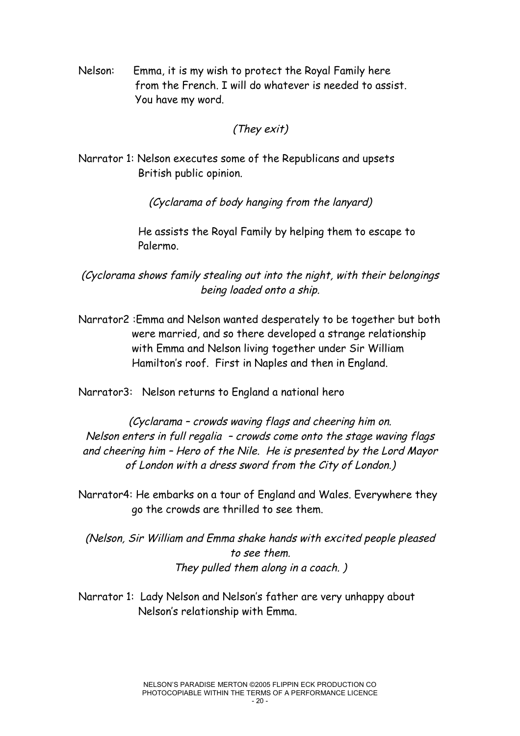Nelson: Emma, it is my wish to protect the Royal Family here from the French. I will do whatever is needed to assist. You have my word.

*(They exit)*

Narrator 1: Nelson executes some of the Republicans and upsets British public opinion.

*(Cyclarama of body hanging from the lanyard)*

He assists the Royal Family by helping them to escape to Palermo.

*(Cyclorama shows family stealing out into the night, with their belongings being loaded onto a ship.*

Narrator2 :Emma and Nelson wanted desperately to be together but both were married, and so there developed a strange relationship with Emma and Nelson living together under Sir William Hamilton's roof. First in Naples and then in England.

Narrator3: Nelson returns to England a national hero

*(Cyclarama – crowds waving flags and cheering him on. Nelson enters in full regalia – crowds come onto the stage waving flags and cheering him – Hero of the Nile. He is presented by the Lord Mayor of London with a dress sword from the City of London.)*

Narrator4: He embarks on a tour of England and Wales. Everywhere they go the crowds are thrilled to see them.

*(Nelson, Sir William and Emma shake hands with excited people pleased to see them. They pulled them along in a coach. )*

Narrator 1: Lady Nelson and Nelson's father are very unhappy about Nelson's relationship with Emma.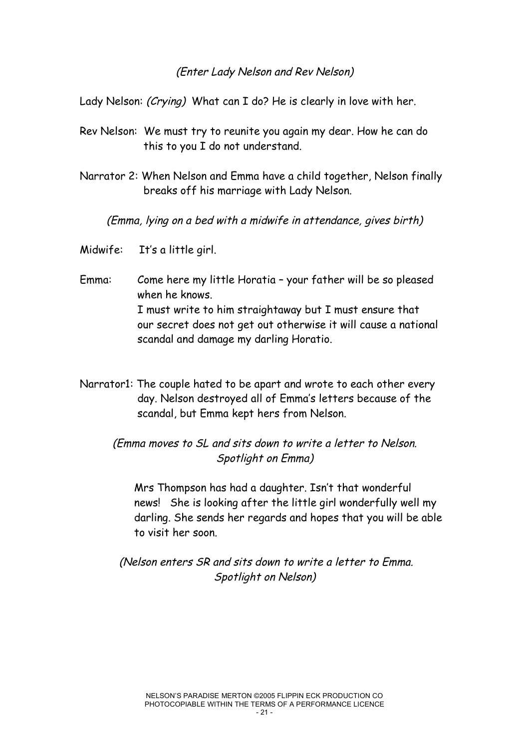*(Enter Lady Nelson and Rev Nelson)*

Lady Nelson: *(Crying)* What can I do? He is clearly in love with her.

Rev Nelson: We must try to reunite you again my dear. How he can do this to you I do not understand.

Narrator 2: When Nelson and Emma have a child together, Nelson finally breaks off his marriage with Lady Nelson.

*(Emma, lying on a bed with a midwife in attendance, gives birth)*

Midwife: It's a little girl.

Emma: Come here my little Horatia – your father will be so pleased when he knows.
I must write to him straightaway but I must ensure that our secret does not get out otherwise it will cause a national scandal and damage my darling Horatio.

Narrator1: The couple hated to be apart and wrote to each other every day. Nelson destroyed all of Emma's letters because of the scandal, but Emma kept hers from Nelson.

*(Emma moves to SL and sits down to write a letter to Nelson. Spotlight on Emma)*

Mrs Thompson has had a daughter. Isn't that wonderful news! She is looking after the little girl wonderfully well my darling. She sends her regards and hopes that you will be able to visit her soon.

*(Nelson enters SR and sits down to write a letter to Emma. Spotlight on Nelson)*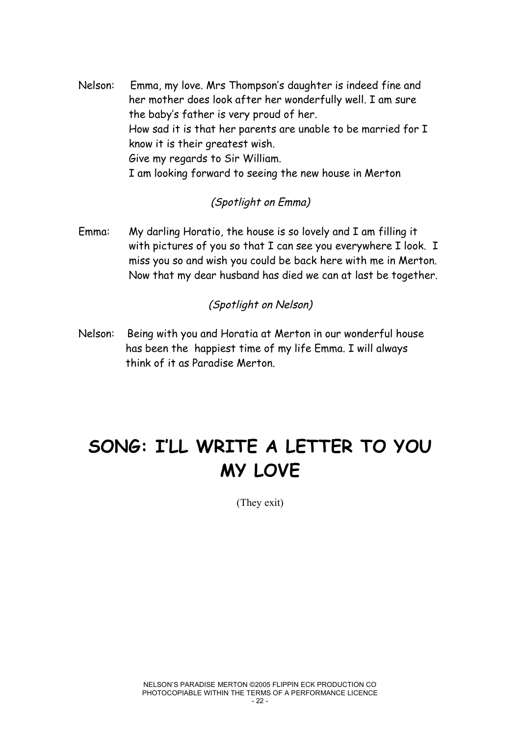Nelson: Emma, my love. Mrs Thompson's daughter is indeed fine and her mother does look after her wonderfully well. I am sure the baby's father is very proud of her.
How sad it is that her parents are unable to be married for I know it is their greatest wish.
Give my regards to Sir William.
I am looking forward to seeing the new house in Merton

*(Spotlight on Emma)*

Emma: My darling Horatio, the house is so lovely and I am filling it with pictures of you so that I can see you everywhere I look. I miss you so and wish you could be back here with me in Merton. Now that my dear husband has died we can at last be together.

*(Spotlight on Nelson)*

Nelson: Being with you and Horatia at Merton in our wonderful house has been the happiest time of my life Emma. I will always think of it as Paradise Merton.

# SONG: I'LL WRITE A LETTER TO YOU MY LOVE

(They exit)